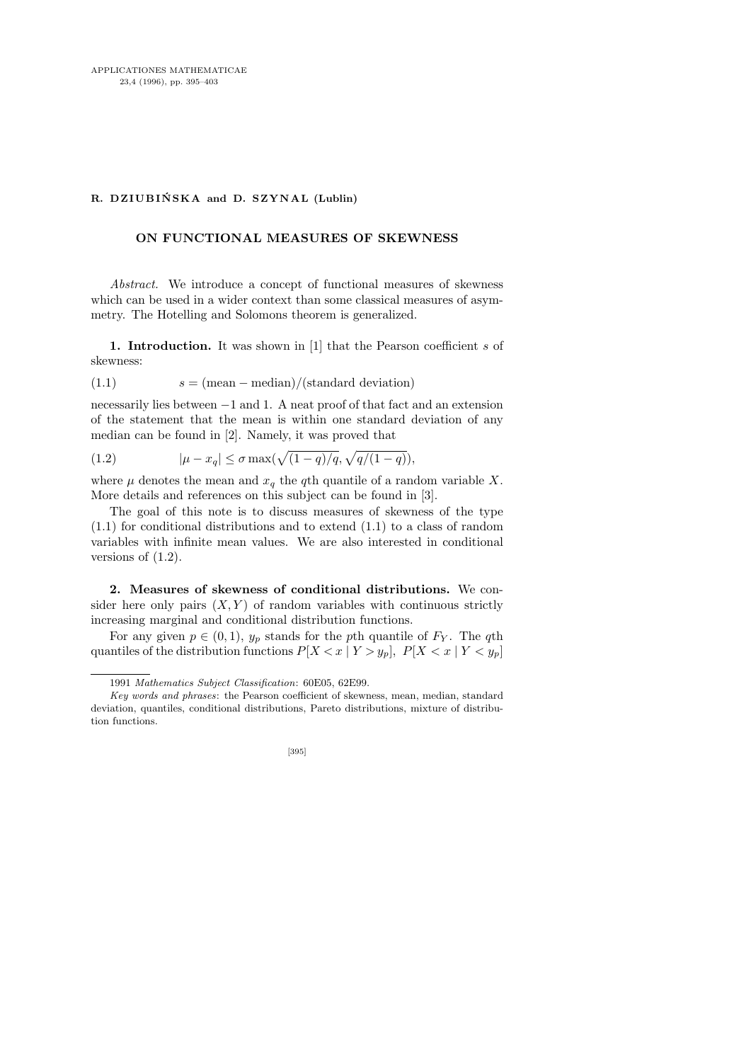**R. DZIUBIŃSKA and D. SZYNAL (Lublin)**

# ON FUNCTIONAL MEASURES OF SKEWNESS

*Abstract*. We introduce a concept of functional measures of skewness which can be used in a wider context than some classical measures of asymmetry. The Hotelling and Solomons theorem is generalized.

**1. Introduction.** It was shown in [1] that the Pearson coefficient $s$ of skewness:

$$s = (\text{mean} - \text{median})/(\text{standard deviation}) \tag{1.1}$$

necessarily lies between $-1$ and 1. A neat proof of that fact and an extension of the statement that the mean is within one standard deviation of any median can be found in [2]. Namely, it was proved that

$$|\mu - x_q| \le \sigma \max(\sqrt{(1-q)/q}, \sqrt{q/(1-q)}), \tag{1.2}$$

where $\mu$ denotes the mean and $x_q$ the $q$th quantile of a random variable $X$. More details and references on this subject can be found in [3].

The goal of this note is to discuss measures of skewness of the type (1.1) for conditional distributions and to extend (1.1) to a class of random variables with infinite mean values. We are also interested in conditional versions of (1.2).

**2. Measures of skewness of conditional distributions.** We consider here only pairs $(X, Y)$ of random variables with continuous strictly increasing marginal and conditional distribution functions.

For any given $p \in (0, 1)$, $y_p$ stands for the $p$th quantile of $F_Y$. The $q$th quantiles of the distribution functions $P[X < x \mid Y > y_p]$, $P[X < x \mid Y < y_p]$

---

1991 *Mathematics Subject Classification*: 60E05, 62E99.

*Key words and phrases*: the Pearson coefficient of skewness, mean, median, standard deviation, quantiles, conditional distributions, Pareto distributions, mixture of distribution functions.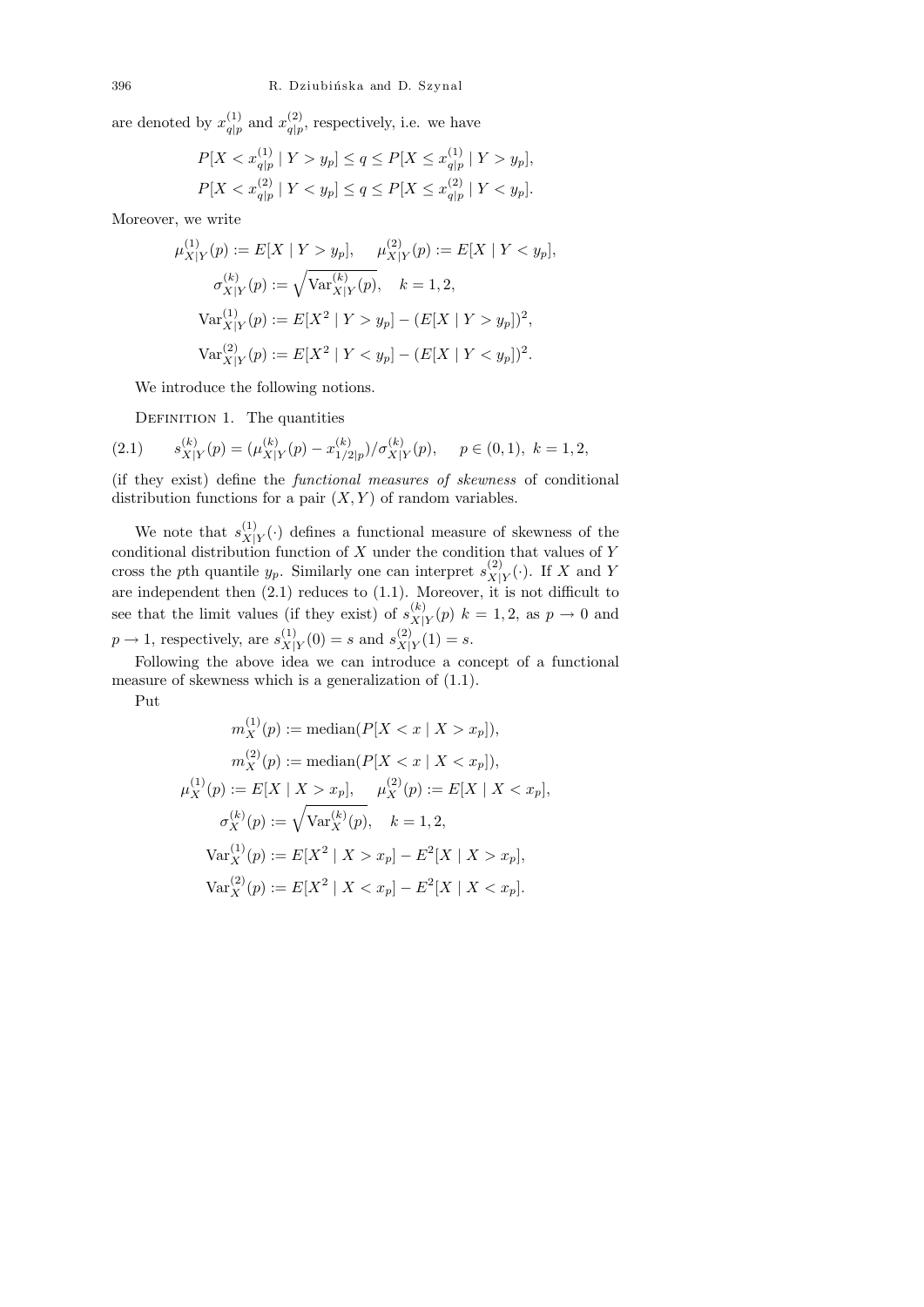are denoted by $x^{(1)}_{q|p}$ and $x^{(2)}_{q|p}$, respectively, i.e. we have

$$P[X < x^{(1)}_{q|p} \mid Y > y_p] \le q \le P[X \le x^{(1)}_{q|p} \mid Y > y_p],$$
$$P[X < x^{(2)}_{q|p} \mid Y < y_p] \le q \le P[X \le x^{(2)}_{q|p} \mid Y < y_p].$$

Moreover, we write

$$\mu^{(1)}_{X|Y}(p) := E[X \mid Y > y_p], \quad \mu^{(2)}_{X|Y}(p) := E[X \mid Y < y_p],$$
$$\sigma^{(k)}_{X|Y}(p) := \sqrt{\mathrm{Var}^{(k)}_{X|Y}(p)}, \quad k = 1, 2,$$
$$\mathrm{Var}^{(1)}_{X|Y}(p) := E[X^2 \mid Y > y_p] - (E[X \mid Y > y_p])^2,$$
$$\mathrm{Var}^{(2)}_{X|Y}(p) := E[X^2 \mid Y < y_p] - (E[X \mid Y < y_p])^2.$$

We introduce the following notions.

Definition 1. The quantities

$$s^{(k)}_{X|Y}(p) = (\mu^{(k)}_{X|Y}(p) - x^{(k)}_{1/2|p})/\sigma^{(k)}_{X|Y}(p), \quad p \in (0,1),\ k = 1, 2, \tag{2.1}$$

(if they exist) define the *functional measures of skewness* of conditional distribution functions for a pair $(X, Y)$ of random variables.

We note that $s^{(1)}_{X|Y}(\cdot)$ defines a functional measure of skewness of the conditional distribution function of $X$ under the condition that values of $Y$ cross the $p$th quantile $y_p$. Similarly one can interpret $s^{(2)}_{X|Y}(\cdot)$. If $X$ and $Y$ are independent then (2.1) reduces to (1.1). Moreover, it is not difficult to see that the limit values (if they exist) of $s^{(k)}_{X|Y}(p)$ $k = 1, 2$, as $p \to 0$ and $p \to 1$, respectively, are $s^{(1)}_{X|Y}(0) = s$ and $s^{(2)}_{X|Y}(1) = s$.

Following the above idea we can introduce a concept of a functional measure of skewness which is a generalization of (1.1).

Put

$$m^{(1)}_X(p) := \mathrm{median}(P[X < x \mid X > x_p]),$$
$$m^{(2)}_X(p) := \mathrm{median}(P[X < x \mid X < x_p]),$$
$$\mu^{(1)}_X(p) := E[X \mid X > x_p], \quad \mu^{(2)}_X(p) := E[X \mid X < x_p],$$
$$\sigma^{(k)}_X(p) := \sqrt{\mathrm{Var}^{(k)}_X(p)}, \quad k = 1, 2,$$
$$\mathrm{Var}^{(1)}_X(p) := E[X^2 \mid X > x_p] - E^2[X \mid X > x_p],$$
$$\mathrm{Var}^{(2)}_X(p) := E[X^2 \mid X < x_p] - E^2[X \mid X < x_p].$$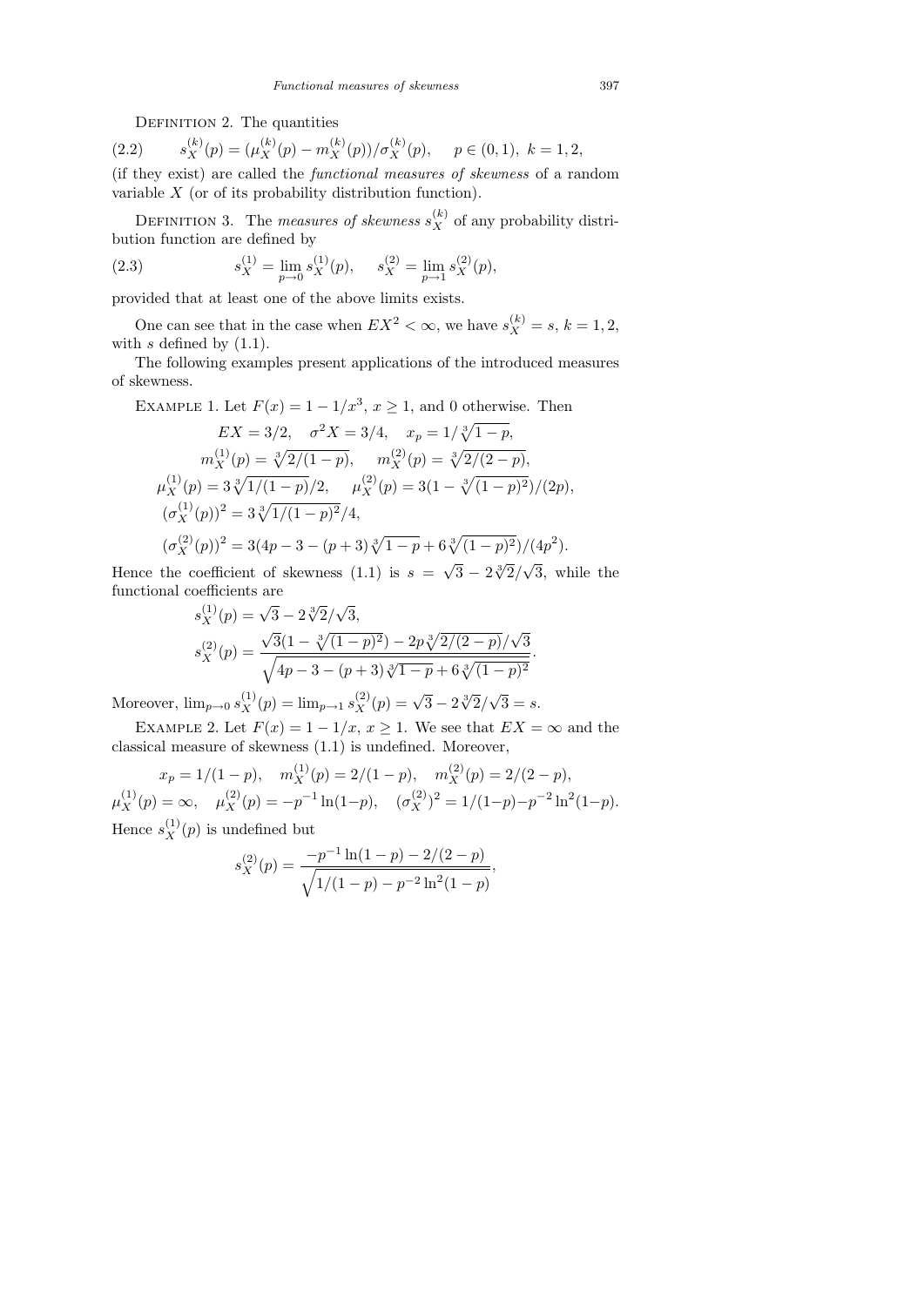Definition 2. The quantities

$$s_X^{(k)}(p) = (\mu_X^{(k)}(p) - m_X^{(k)}(p))/\sigma_X^{(k)}(p), \quad p \in (0,1),\ k = 1,2, \tag{2.2}$$

(if they exist) are called the *functional measures of skewness* of a random variable $X$ (or of its probability distribution function).

Definition 3. The *measures of skewness* $s_X^{(k)}$ of any probability distribution function are defined by

$$s_X^{(1)} = \lim_{p\to 0} s_X^{(1)}(p), \quad s_X^{(2)} = \lim_{p\to 1} s_X^{(2)}(p), \tag{2.3}$$

provided that at least one of the above limits exists.

One can see that in the case when $EX^2 < \infty$, we have $s_X^{(k)} = s$, $k = 1,2$, with $s$ defined by (1.1).

The following examples present applications of the introduced measures of skewness.

Example 1. Let $F(x) = 1 - 1/x^3$, $x \ge 1$, and 0 otherwise. Then

$$EX = 3/2, \quad \sigma^2 X = 3/4, \quad x_p = 1/\sqrt[3]{1-p},$$
$$m_X^{(1)}(p) = \sqrt[3]{2/(1-p)}, \quad m_X^{(2)}(p) = \sqrt[3]{2/(2-p)},$$
$$\mu_X^{(1)}(p) = 3\sqrt[3]{1/(1-p)}/2, \quad \mu_X^{(2)}(p) = 3(1 - \sqrt[3]{(1-p)^2})/(2p),$$
$$(\sigma_X^{(1)}(p))^2 = 3\sqrt[3]{1/(1-p)^2}/4,$$
$$(\sigma_X^{(2)}(p))^2 = 3(4p - 3 - (p+3)\sqrt[3]{1-p} + 6\sqrt[3]{(1-p)^2})/(4p^2).$$

Hence the coefficient of skewness (1.1) is $s = \sqrt{3} - 2\sqrt[3]{2}/\sqrt{3}$, while the functional coefficients are

$$s_X^{(1)}(p) = \sqrt{3} - 2\sqrt[3]{2}/\sqrt{3},$$
$$s_X^{(2)}(p) = \frac{\sqrt{3}(1 - \sqrt[3]{(1-p)^2}) - 2p\sqrt[3]{2/(2-p)}/\sqrt{3}}{\sqrt{4p - 3 - (p+3)\sqrt[3]{1-p} + 6\sqrt[3]{(1-p)^2}}}.$$

Moreover, $\lim_{p\to 0} s_X^{(1)}(p) = \lim_{p\to 1} s_X^{(2)}(p) = \sqrt{3} - 2\sqrt[3]{2}/\sqrt{3} = s$.

Example 2. Let $F(x) = 1 - 1/x$, $x \ge 1$. We see that $EX = \infty$ and the classical measure of skewness (1.1) is undefined. Moreover,

$$x_p = 1/(1-p), \quad m_X^{(1)}(p) = 2/(1-p), \quad m_X^{(2)}(p) = 2/(2-p),$$
$$\mu_X^{(1)}(p) = \infty, \quad \mu_X^{(2)}(p) = -p^{-1}\ln(1-p), \quad (\sigma_X^{(2)})^2 = 1/(1-p) - p^{-2}\ln^2(1-p).$$

Hence $s_X^{(1)}(p)$ is undefined but

$$s_X^{(2)}(p) = \frac{-p^{-1}\ln(1-p) - 2/(2-p)}{\sqrt{1/(1-p) - p^{-2}\ln^2(1-p)}},$$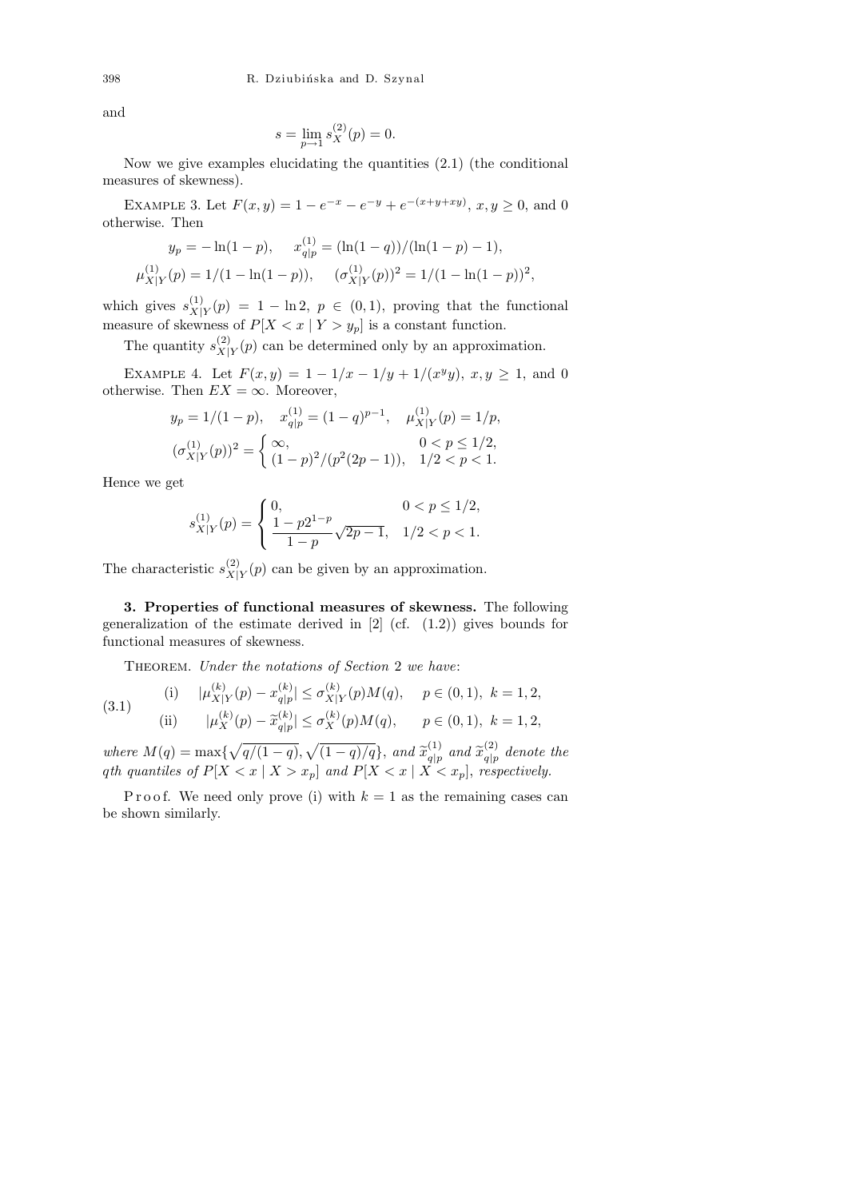and

$$s = \lim_{p\to 1} s_X^{(2)}(p) = 0.$$

Now we give examples elucidating the quantities (2.1) (the conditional measures of skewness).

Example 3. Let $F(x,y) = 1 - e^{-x} - e^{-y} + e^{-(x+y+xy)}$, $x, y \geq 0$, and 0 otherwise. Then

$$y_p = -\ln(1-p), \quad x_{q|p}^{(1)} = (\ln(1-q))/(\ln(1-p)-1),$$
$$\mu_{X|Y}^{(1)}(p) = 1/(1-\ln(1-p)), \quad (\sigma_{X|Y}^{(1)}(p))^2 = 1/(1-\ln(1-p))^2,$$

which gives $s_{X|Y}^{(1)}(p) = 1 - \ln 2$, $p \in (0,1)$, proving that the functional measure of skewness of $P[X < x \mid Y > y_p]$ is a constant function.

The quantity $s_{X|Y}^{(2)}(p)$ can be determined only by an approximation.

Example 4. Let $F(x,y) = 1 - 1/x - 1/y + 1/(x^y y)$, $x, y \geq 1$, and 0 otherwise. Then $EX = \infty$. Moreover,

$$y_p = 1/(1-p), \quad x_{q|p}^{(1)} = (1-q)^{p-1}, \quad \mu_{X|Y}^{(1)}(p) = 1/p,$$
$$(\sigma_{X|Y}^{(1)}(p))^2 = \begin{cases} \infty, & 0 < p \leq 1/2, \\ (1-p)^2/(p^2(2p-1)), & 1/2 < p < 1. \end{cases}$$

Hence we get

$$s_{X|Y}^{(1)}(p) = \begin{cases} 0, & 0 < p \leq 1/2, \\ \dfrac{1-p2^{1-p}}{1-p}\sqrt{2p-1}, & 1/2 < p < 1. \end{cases}$$

The characteristic $s_{X|Y}^{(2)}(p)$ can be given by an approximation.

**3. Properties of functional measures of skewness.** The following generalization of the estimate derived in [2] (cf. (1.2)) gives bounds for functional measures of skewness.

Theorem. *Under the notations of Section* 2 *we have*:

$$\text{(3.1)} \qquad \begin{aligned} &\text{(i)} \quad |\mu_{X|Y}^{(k)}(p) - x_{q|p}^{(k)}| \leq \sigma_{X|Y}^{(k)}(p) M(q), \quad p \in (0,1),\ k = 1,2, \\ &\text{(ii)} \quad |\mu_X^{(k)}(p) - \widetilde{x}_{q|p}^{(k)}| \leq \sigma_X^{(k)}(p) M(q), \quad p \in (0,1),\ k = 1,2, \end{aligned}$$

*where* $M(q) = \max\{\sqrt{q/(1-q)}, \sqrt{(1-q)/q}\}$, *and* $\widetilde{x}_{q|p}^{(1)}$ *and* $\widetilde{x}_{q|p}^{(2)}$ *denote the* $q$*th quantiles of* $P[X < x \mid X > x_p]$ *and* $P[X < x \mid X < x_p]$, *respectively.*

Proof. We need only prove (i) with $k = 1$ as the remaining cases can be shown similarly.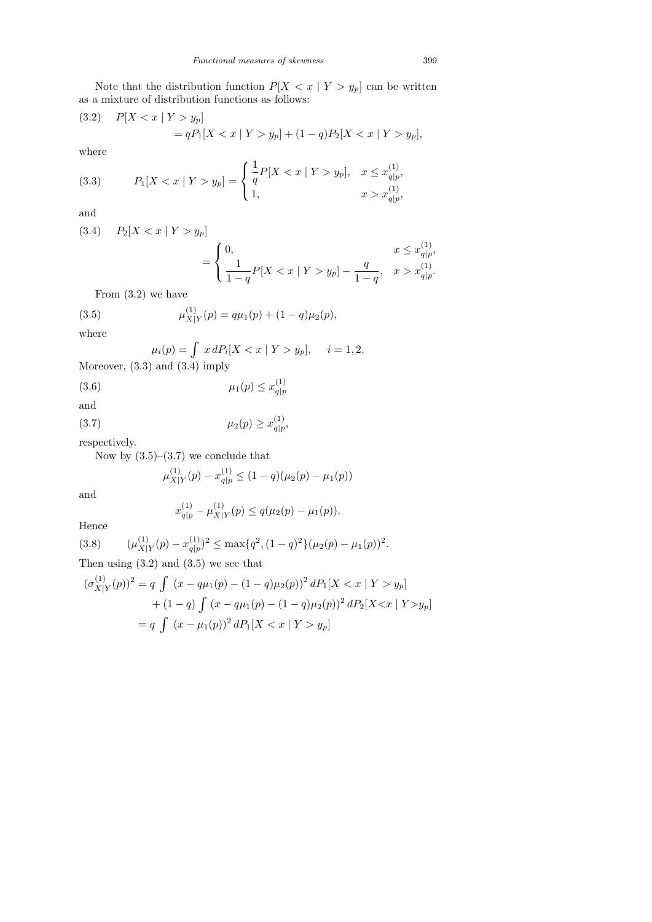Note that the distribution function $P[X < x \mid Y > y_p]$ can be written as a mixture of distribution functions as follows:

$$
\begin{aligned}
(3.2)\quad & P[X < x \mid Y > y_p] \\
&\qquad = qP_1[X < x \mid Y > y_p] + (1-q)P_2[X < x \mid Y > y_p],
\end{aligned}
$$

where

$$
(3.3)\qquad P_1[X < x \mid Y > y_p] = \begin{cases} \dfrac{1}{q}P[X < x \mid Y > y_p], & x \le x^{(1)}_{q|p}, \\ 1, & x > x^{(1)}_{q|p}, \end{cases}
$$

and

$$
\begin{aligned}
(3.4)\quad & P_2[X < x \mid Y > y_p] \\
&\qquad = \begin{cases} 0, & x \le x^{(1)}_{q|p}, \\ \dfrac{1}{1-q}P[X < x \mid Y > y_p] - \dfrac{q}{1-q}, & x > x^{(1)}_{q|p}. \end{cases}
\end{aligned}
$$

From (3.2) we have

$$
(3.5)\qquad \mu^{(1)}_{X|Y}(p) = q\mu_1(p) + (1-q)\mu_2(p),
$$

where

$$
\mu_i(p) = \int x\, dP_i[X < x \mid Y > y_p], \quad i = 1, 2.
$$

Moreover, (3.3) and (3.4) imply

$$
(3.6)\qquad \mu_1(p) \le x^{(1)}_{q|p}
$$

and

$$
(3.7)\qquad \mu_2(p) \ge x^{(1)}_{q|p},
$$

respectively.

Now by (3.5)–(3.7) we conclude that

$$
\mu^{(1)}_{X|Y}(p) - x^{(1)}_{q|p} \le (1-q)(\mu_2(p) - \mu_1(p))
$$

and

$$
x^{(1)}_{q|p} - \mu^{(1)}_{X|Y}(p) \le q(\mu_2(p) - \mu_1(p)).
$$

Hence

$$
(3.8)\qquad (\mu^{(1)}_{X|Y}(p) - x^{(1)}_{q|p})^2 \le \max\{q^2, (1-q)^2\}(\mu_2(p) - \mu_1(p))^2.
$$

Then using (3.2) and (3.5) we see that

$$
\begin{aligned}
(\sigma^{(1)}_{X|Y}(p))^2 &= q \int (x - q\mu_1(p) - (1-q)\mu_2(p))^2\, dP_1[X < x \mid Y > y_p] \\
&\quad + (1-q) \int (x - q\mu_1(p) - (1-q)\mu_2(p))^2\, dP_2[X < x \mid Y > y_p] \\
&= q \int (x - \mu_1(p))^2\, dP_1[X < x \mid Y > y_p]
\end{aligned}
$$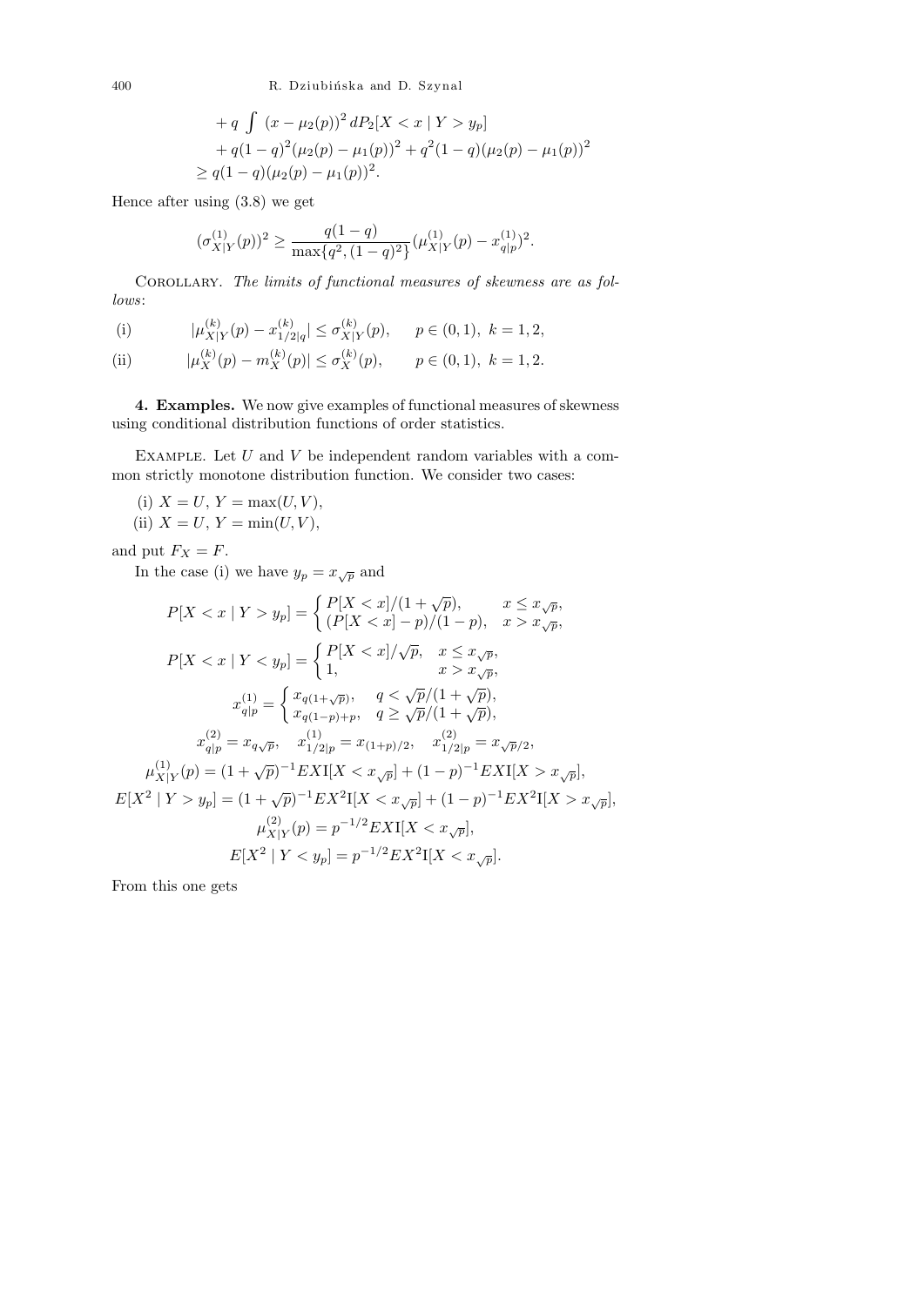$$
\begin{aligned}
&+ q \int (x - \mu_2(p))^2 \, dP_2[X < x \mid Y > y_p] \\
&+ q(1-q)^2(\mu_2(p) - \mu_1(p))^2 + q^2(1-q)(\mu_2(p) - \mu_1(p))^2 \\
&\geq q(1-q)(\mu_2(p) - \mu_1(p))^2.
\end{aligned}
$$

Hence after using (3.8) we get

$$
(\sigma_{X|Y}^{(1)}(p))^2 \geq \frac{q(1-q)}{\max\{q^2, (1-q)^2\}} (\mu_{X|Y}^{(1)}(p) - x_{q|p}^{(1)})^2.
$$

Corollary. *The limits of functional measures of skewness are as follows*:

(i) $$|\mu_{X|Y}^{(k)}(p) - x_{1/2|q}^{(k)}| \leq \sigma_{X|Y}^{(k)}(p), \qquad p \in (0,1),\ k = 1, 2,$$

(ii) $$|\mu_X^{(k)}(p) - m_X^{(k)}(p)| \leq \sigma_X^{(k)}(p), \qquad p \in (0,1),\ k = 1, 2.$$

**4. Examples.** We now give examples of functional measures of skewness using conditional distribution functions of order statistics.

Example. Let $U$ and $V$ be independent random variables with a common strictly monotone distribution function. We consider two cases:

(i) $X = U$, $Y = \max(U, V)$,
(ii) $X = U$, $Y = \min(U, V)$,

and put $F_X = F$.

In the case (i) we have $y_p = x_{\sqrt{p}}$ and

$$
P[X < x \mid Y > y_p] = \begin{cases} P[X < x]/(1 + \sqrt{p}), & x \leq x_{\sqrt{p}}, \\ (P[X < x] - p)/(1 - p), & x > x_{\sqrt{p}}, \end{cases}
$$

$$
P[X < x \mid Y < y_p] = \begin{cases} P[X < x]/\sqrt{p}, & x \leq x_{\sqrt{p}}, \\ 1, & x > x_{\sqrt{p}}, \end{cases}
$$

$$
x_{q|p}^{(1)} = \begin{cases} x_{q(1+\sqrt{p})}, & q < \sqrt{p}/(1 + \sqrt{p}), \\ x_{q(1-p)+p}, & q \geq \sqrt{p}/(1 + \sqrt{p}), \end{cases}
$$

$$
x_{q|p}^{(2)} = x_{q\sqrt{p}}, \quad x_{1/2|p}^{(1)} = x_{(1+p)/2}, \quad x_{1/2|p}^{(2)} = x_{\sqrt{p}/2},
$$

$$
\mu_{X|Y}^{(1)}(p) = (1 + \sqrt{p})^{-1} EX\mathrm{I}[X < x_{\sqrt{p}}] + (1 - p)^{-1} EX\mathrm{I}[X > x_{\sqrt{p}}],
$$

$$
E[X^2 \mid Y > y_p] = (1 + \sqrt{p})^{-1} EX^2\mathrm{I}[X < x_{\sqrt{p}}] + (1 - p)^{-1} EX^2\mathrm{I}[X > x_{\sqrt{p}}],
$$

$$
\mu_{X|Y}^{(2)}(p) = p^{-1/2} EX\mathrm{I}[X < x_{\sqrt{p}}],
$$

$$
E[X^2 \mid Y < y_p] = p^{-1/2} EX^2\mathrm{I}[X < x_{\sqrt{p}}].
$$

From this one gets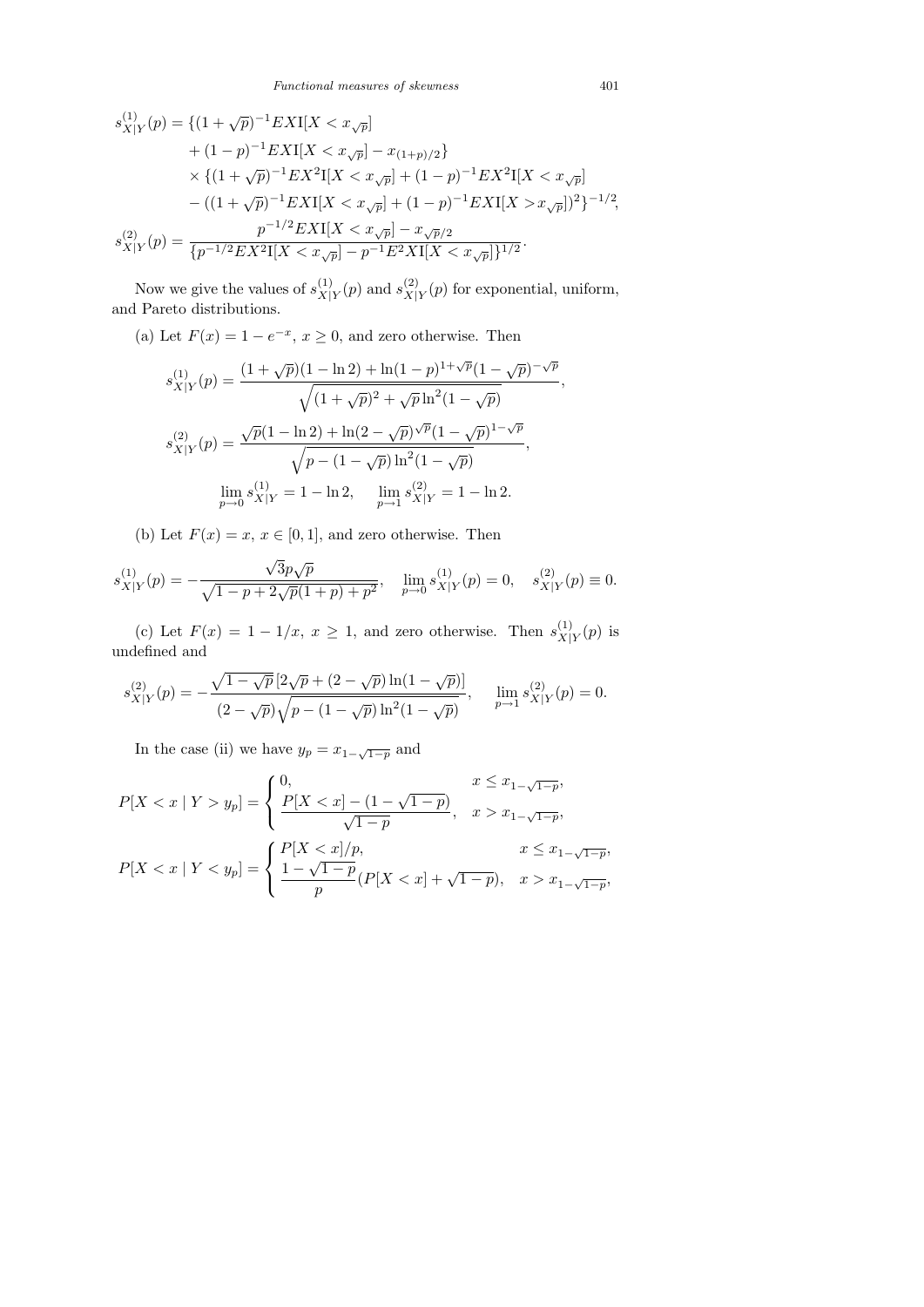$$
\begin{aligned}
s^{(1)}_{X|Y}(p) = \{&(1+\sqrt{p})^{-1} EX\mathrm{I}[X < x_{\sqrt{p}}] \\
&+ (1-p)^{-1} EX\mathrm{I}[X < x_{\sqrt{p}}] - x_{(1+p)/2}\} \\
&\times \{(1+\sqrt{p})^{-1} EX^2\mathrm{I}[X < x_{\sqrt{p}}] + (1-p)^{-1} EX^2\mathrm{I}[X < x_{\sqrt{p}}] \\
&- ((1+\sqrt{p})^{-1} EX\mathrm{I}[X < x_{\sqrt{p}}] + (1-p)^{-1} EX\mathrm{I}[X > x_{\sqrt{p}}])^2\}^{-1/2},
\end{aligned}
$$

$$
s^{(2)}_{X|Y}(p) = \frac{p^{-1/2} EX\mathrm{I}[X < x_{\sqrt{p}}] - x_{\sqrt{p}/2}}{\{p^{-1/2} EX^2\mathrm{I}[X < x_{\sqrt{p}}] - p^{-1} E^2 X\mathrm{I}[X < x_{\sqrt{p}}]\}^{1/2}}.
$$

Now we give the values of $s^{(1)}_{X|Y}(p)$ and $s^{(2)}_{X|Y}(p)$ for exponential, uniform, and Pareto distributions.

(a) Let $F(x) = 1 - e^{-x}$, $x \geq 0$, and zero otherwise. Then

$$
s^{(1)}_{X|Y}(p) = \frac{(1+\sqrt{p})(1-\ln 2) + \ln(1-p)^{1+\sqrt{p}}(1-\sqrt{p})^{-\sqrt{p}}}{\sqrt{(1+\sqrt{p})^2 + \sqrt{p}\ln^2(1-\sqrt{p})}},
$$

$$
s^{(2)}_{X|Y}(p) = \frac{\sqrt{p}(1-\ln 2) + \ln(2-\sqrt{p})^{\sqrt{p}}(1-\sqrt{p})^{1-\sqrt{p}}}{\sqrt{p - (1-\sqrt{p})\ln^2(1-\sqrt{p})}},
$$

$$
\lim_{p\to 0} s^{(1)}_{X|Y} = 1 - \ln 2, \qquad \lim_{p\to 1} s^{(2)}_{X|Y} = 1 - \ln 2.
$$

(b) Let $F(x) = x$, $x \in [0,1]$, and zero otherwise. Then

$$
s^{(1)}_{X|Y}(p) = -\frac{\sqrt{3}p\sqrt{p}}{\sqrt{1-p+2\sqrt{p}(1+p)+p^2}}, \quad \lim_{p\to 0} s^{(1)}_{X|Y}(p) = 0, \quad s^{(2)}_{X|Y}(p) \equiv 0.
$$

(c) Let $F(x) = 1 - 1/x$, $x \geq 1$, and zero otherwise. Then $s^{(1)}_{X|Y}(p)$ is undefined and

$$
s^{(2)}_{X|Y}(p) = -\frac{\sqrt{1-\sqrt{p}}\,[2\sqrt{p} + (2-\sqrt{p})\ln(1-\sqrt{p})]}{(2-\sqrt{p})\sqrt{p-(1-\sqrt{p})\ln^2(1-\sqrt{p})}}, \qquad \lim_{p\to 1} s^{(2)}_{X|Y}(p) = 0.
$$

In the case (ii) we have $y_p = x_{1-\sqrt{1-p}}$ and

$$
P[X < x \mid Y > y_p] = \begin{cases} 0, & x \leq x_{1-\sqrt{1-p}}, \\ \dfrac{P[X < x] - (1-\sqrt{1-p})}{\sqrt{1-p}}, & x > x_{1-\sqrt{1-p}}, \end{cases}
$$

$$
P[X < x \mid Y < y_p] = \begin{cases} P[X < x]/p, & x \leq x_{1-\sqrt{1-p}}, \\ \dfrac{1-\sqrt{1-p}}{p}(P[X < x] + \sqrt{1-p}), & x > x_{1-\sqrt{1-p}}, \end{cases}
$$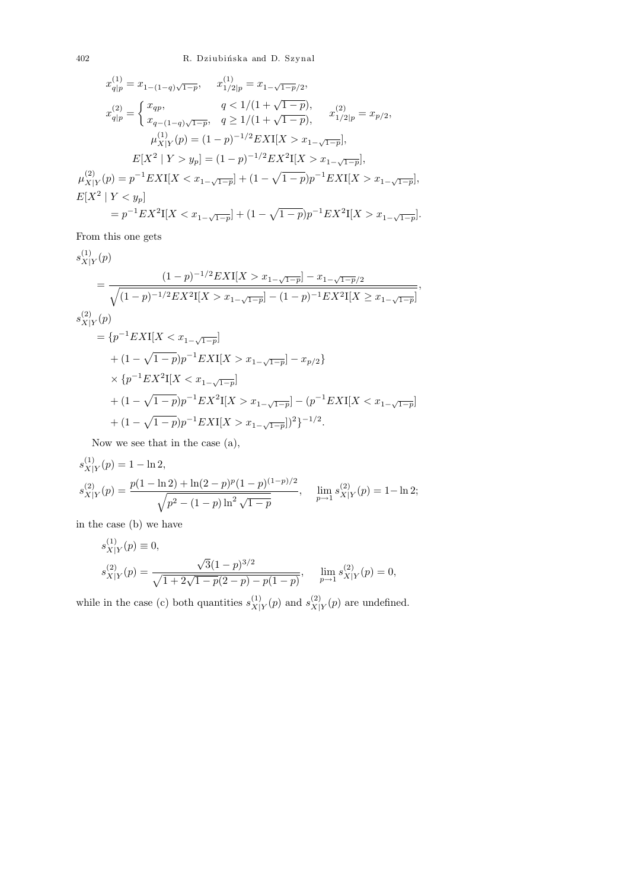$$x^{(1)}_{q|p} = x_{1-(1-q)\sqrt{1-p}}, \quad x^{(1)}_{1/2|p} = x_{1-\sqrt{1-p}/2},$$

$$x^{(2)}_{q|p} = \begin{cases} x_{qp}, & q < 1/(1+\sqrt{1-p}), \\ x_{q-(1-q)\sqrt{1-p}}, & q \geq 1/(1+\sqrt{1-p}), \end{cases} \quad x^{(2)}_{1/2|p} = x_{p/2},$$

$$\mu^{(1)}_{X|Y}(p) = (1-p)^{-1/2} EX\mathrm{I}[X > x_{1-\sqrt{1-p}}],$$

$$E[X^2 \mid Y > y_p] = (1-p)^{-1/2} EX^2\mathrm{I}[X > x_{1-\sqrt{1-p}}],$$

$$\mu^{(2)}_{X|Y}(p) = p^{-1}EX\mathrm{I}[X < x_{1-\sqrt{1-p}}] + (1-\sqrt{1-p})p^{-1}EX\mathrm{I}[X > x_{1-\sqrt{1-p}}],$$

$$E[X^2 \mid Y < y_p] = p^{-1}EX^2\mathrm{I}[X < x_{1-\sqrt{1-p}}] + (1-\sqrt{1-p})p^{-1}EX^2\mathrm{I}[X > x_{1-\sqrt{1-p}}].$$

From this one gets

$$s^{(1)}_{X|Y}(p) = \frac{(1-p)^{-1/2}EX\mathrm{I}[X > x_{1-\sqrt{1-p}}] - x_{1-\sqrt{1-p}/2}}{\sqrt{(1-p)^{-1/2}EX^2\mathrm{I}[X > x_{1-\sqrt{1-p}}] - (1-p)^{-1}EX^2\mathrm{I}[X \geq x_{1-\sqrt{1-p}}]}},$$

$$\begin{aligned}
s^{(2)}_{X|Y}(p) &= \{p^{-1}EX\mathrm{I}[X < x_{1-\sqrt{1-p}}] \\
&\quad + (1-\sqrt{1-p})p^{-1}EX\mathrm{I}[X > x_{1-\sqrt{1-p}}] - x_{p/2}\} \\
&\quad \times \{p^{-1}EX^2\mathrm{I}[X < x_{1-\sqrt{1-p}}] \\
&\quad + (1-\sqrt{1-p})p^{-1}EX^2\mathrm{I}[X > x_{1-\sqrt{1-p}}] - (p^{-1}EX\mathrm{I}[X < x_{1-\sqrt{1-p}}] \\
&\quad + (1-\sqrt{1-p})p^{-1}EX\mathrm{I}[X > x_{1-\sqrt{1-p}}])^2\}^{-1/2}.
\end{aligned}$$

Now we see that in the case (a),

$$s^{(1)}_{X|Y}(p) = 1 - \ln 2,$$

$$s^{(2)}_{X|Y}(p) = \frac{p(1-\ln 2) + \ln(2-p)^p(1-p)^{(1-p)/2}}{\sqrt{p^2 - (1-p)\ln^2\sqrt{1-p}}}, \quad \lim_{p\to 1} s^{(2)}_{X|Y}(p) = 1 - \ln 2;$$

in the case (b) we have

$$s^{(1)}_{X|Y}(p) \equiv 0,$$

$$s^{(2)}_{X|Y}(p) = \frac{\sqrt{3}(1-p)^{3/2}}{\sqrt{1+2\sqrt{1-p}(2-p) - p(1-p)}}, \quad \lim_{p\to 1} s^{(2)}_{X|Y}(p) = 0,$$

while in the case (c) both quantities $s^{(1)}_{X|Y}(p)$ and $s^{(2)}_{X|Y}(p)$ are undefined.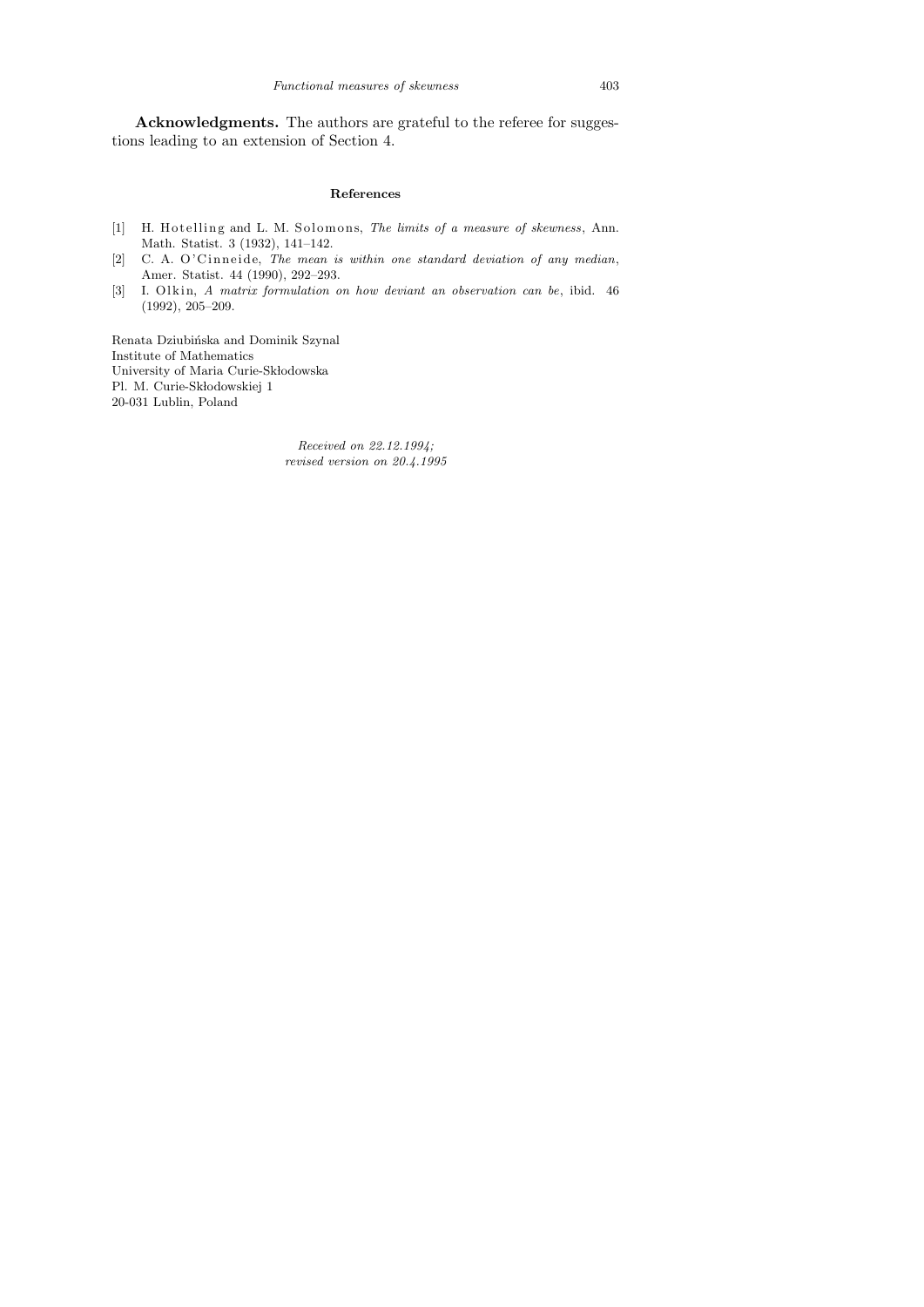**Acknowledgments.** The authors are grateful to the referee for suggestions leading to an extension of Section 4.

### References

[1] H. Hotelling and L. M. Solomons, *The limits of a measure of skewness*, Ann. Math. Statist. 3 (1932), 141–142.

[2] C. A. O'Cinneide, *The mean is within one standard deviation of any median*, Amer. Statist. 44 (1990), 292–293.

[3] I. Olkin, *A matrix formulation on how deviant an observation can be*, ibid. 46 (1992), 205–209.

Renata Dziubińska and Dominik Szynal
Institute of Mathematics
University of Maria Curie-Skłodowska
Pl. M. Curie-Skłodowskiej 1
20-031 Lublin, Poland

*Received on 22.12.1994;*
*revised version on 20.4.1995*